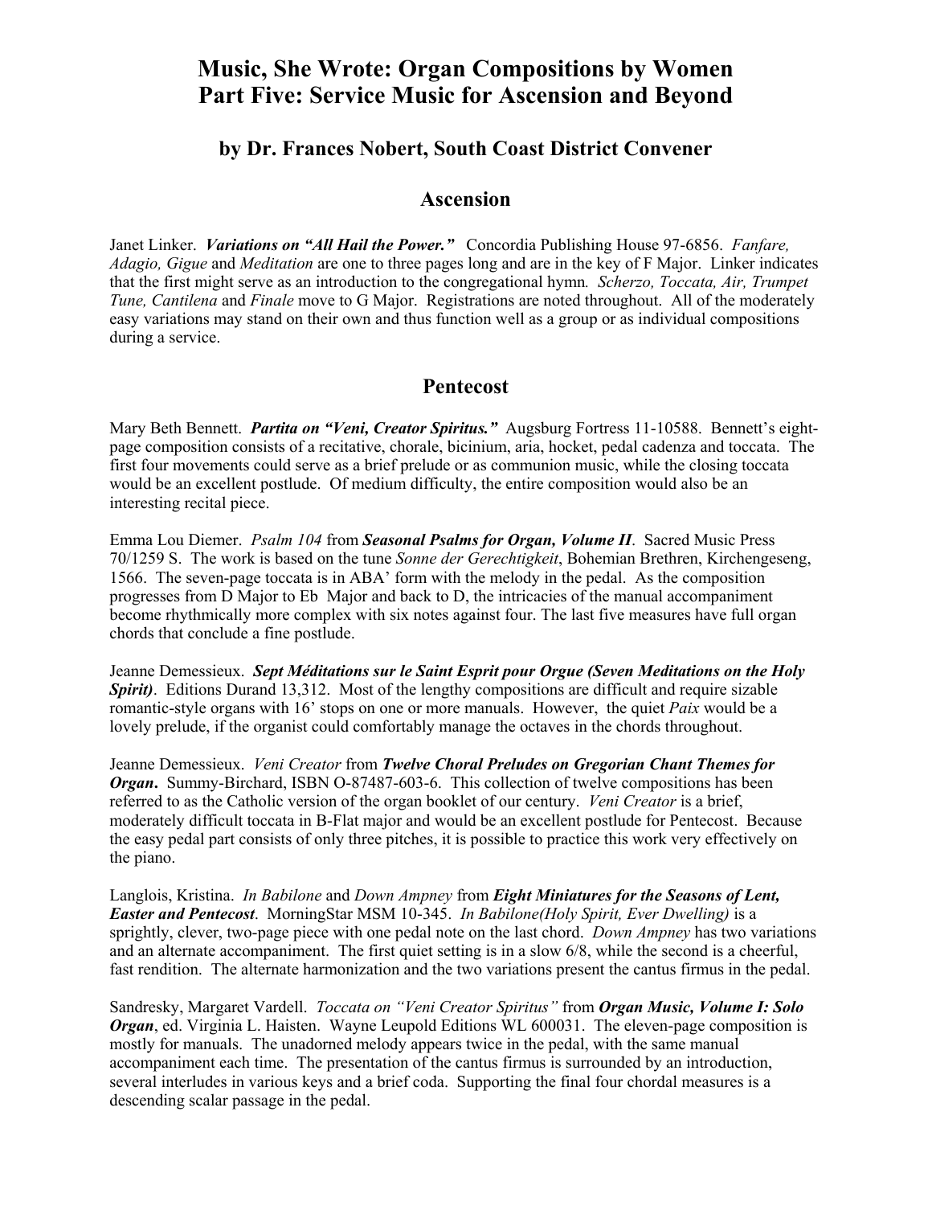# Music, She Wrote: Organ Compositions by Women
# Part Five: Service Music for Ascension and Beyond

### by Dr. Frances Nobert, South Coast District Convener

## Ascension

Janet Linker. ***Variations on "All Hail the Power."*** Concordia Publishing House 97-6856. *Fanfare, Adagio, Gigue* and *Meditation* are one to three pages long and are in the key of F Major. Linker indicates that the first might serve as an introduction to the congregational hymn. *Scherzo, Toccata, Air, Trumpet Tune, Cantilena* and *Finale* move to G Major. Registrations are noted throughout. All of the moderately easy variations may stand on their own and thus function well as a group or as individual compositions during a service.

## Pentecost

Mary Beth Bennett. ***Partita on "Veni, Creator Spiritus."*** Augsburg Fortress 11-10588. Bennett's eight-page composition consists of a recitative, chorale, bicinium, aria, hocket, pedal cadenza and toccata. The first four movements could serve as a brief prelude or as communion music, while the closing toccata would be an excellent postlude. Of medium difficulty, the entire composition would also be an interesting recital piece.

Emma Lou Diemer. *Psalm 104* from ***Seasonal Psalms for Organ, Volume II***. Sacred Music Press 70/1259 S. The work is based on the tune *Sonne der Gerechtigkeit*, Bohemian Brethren, Kirchengeseng, 1566. The seven-page toccata is in ABA' form with the melody in the pedal. As the composition progresses from D Major to Eb Major and back to D, the intricacies of the manual accompaniment become rhythmically more complex with six notes against four. The last five measures have full organ chords that conclude a fine postlude.

Jeanne Demessieux. ***Sept Méditations sur le Saint Esprit pour Orgue (Seven Meditations on the Holy Spirit)***. Editions Durand 13,312. Most of the lengthy compositions are difficult and require sizable romantic-style organs with 16' stops on one or more manuals. However, the quiet *Paix* would be a lovely prelude, if the organist could comfortably manage the octaves in the chords throughout.

Jeanne Demessieux. *Veni Creator* from ***Twelve Choral Preludes on Gregorian Chant Themes for Organ***. Summy-Birchard, ISBN O-87487-603-6. This collection of twelve compositions has been referred to as the Catholic version of the organ booklet of our century. *Veni Creator* is a brief, moderately difficult toccata in B-Flat major and would be an excellent postlude for Pentecost. Because the easy pedal part consists of only three pitches, it is possible to practice this work very effectively on the piano.

Langlois, Kristina. *In Babilone* and *Down Ampney* from ***Eight Miniatures for the Seasons of Lent, Easter and Pentecost***. MorningStar MSM 10-345. *In Babilone(Holy Spirit, Ever Dwelling)* is a sprightly, clever, two-page piece with one pedal note on the last chord. *Down Ampney* has two variations and an alternate accompaniment. The first quiet setting is in a slow 6/8, while the second is a cheerful, fast rendition. The alternate harmonization and the two variations present the cantus firmus in the pedal.

Sandresky, Margaret Vardell. *Toccata on "Veni Creator Spiritus"* from ***Organ Music, Volume I: Solo Organ***, ed. Virginia L. Haisten. Wayne Leupold Editions WL 600031. The eleven-page composition is mostly for manuals. The unadorned melody appears twice in the pedal, with the same manual accompaniment each time. The presentation of the cantus firmus is surrounded by an introduction, several interludes in various keys and a brief coda. Supporting the final four chordal measures is a descending scalar passage in the pedal.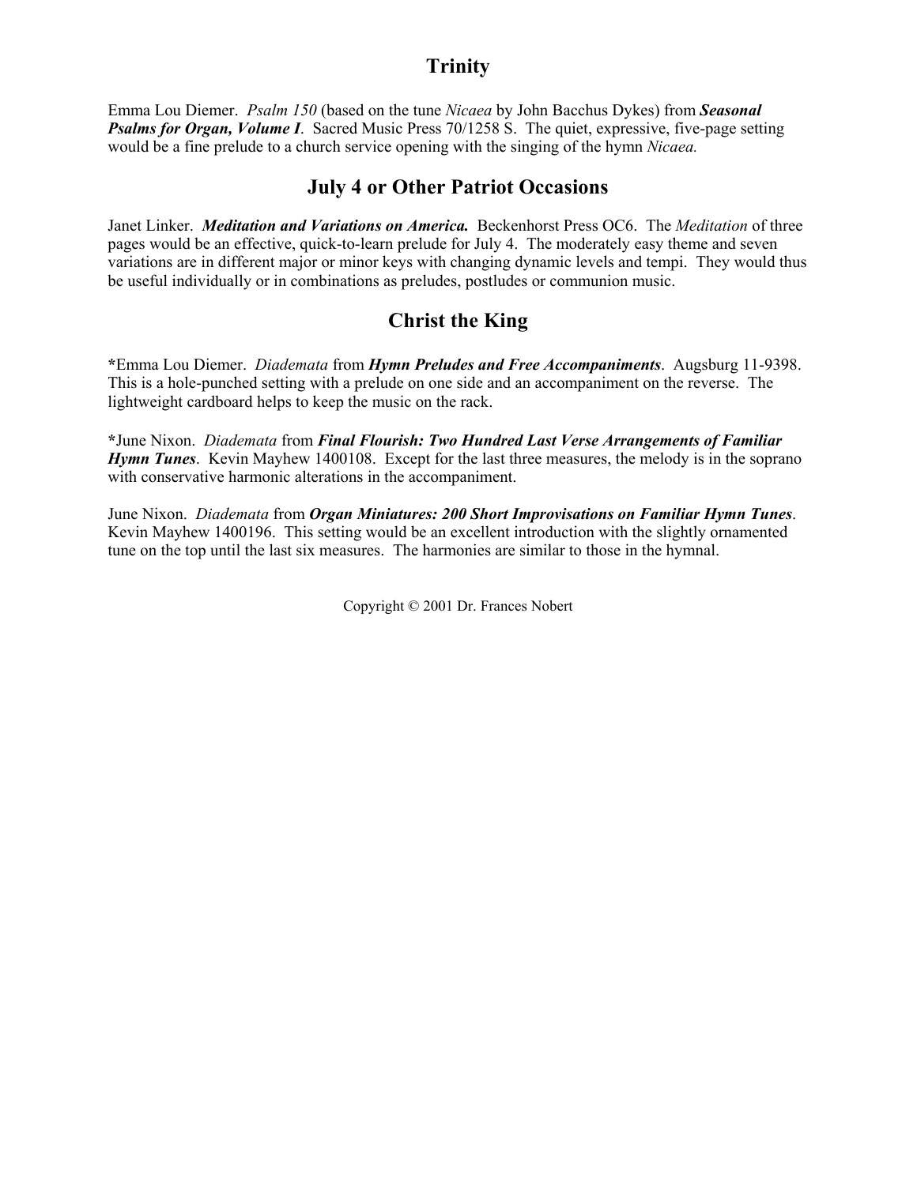## Trinity

Emma Lou Diemer. *Psalm 150* (based on the tune *Nicaea* by John Bacchus Dykes) from ***Seasonal Psalms for Organ, Volume I***. Sacred Music Press 70/1258 S. The quiet, expressive, five-page setting would be a fine prelude to a church service opening with the singing of the hymn *Nicaea.*

## July 4 or Other Patriot Occasions

Janet Linker. ***Meditation and Variations on America.*** Beckenhorst Press OC6. The *Meditation* of three pages would be an effective, quick-to-learn prelude for July 4. The moderately easy theme and seven variations are in different major or minor keys with changing dynamic levels and tempi. They would thus be useful individually or in combinations as preludes, postludes or communion music.

## Christ the King

**\***Emma Lou Diemer. *Diademata* from ***Hymn Preludes and Free Accompaniments***. Augsburg 11-9398. This is a hole-punched setting with a prelude on one side and an accompaniment on the reverse. The lightweight cardboard helps to keep the music on the rack.

**\***June Nixon. *Diademata* from ***Final Flourish: Two Hundred Last Verse Arrangements of Familiar Hymn Tunes***. Kevin Mayhew 1400108. Except for the last three measures, the melody is in the soprano with conservative harmonic alterations in the accompaniment.

June Nixon. *Diademata* from ***Organ Miniatures: 200 Short Improvisations on Familiar Hymn Tunes***. Kevin Mayhew 1400196. This setting would be an excellent introduction with the slightly ornamented tune on the top until the last six measures. The harmonies are similar to those in the hymnal.

Copyright © 2001 Dr. Frances Nobert